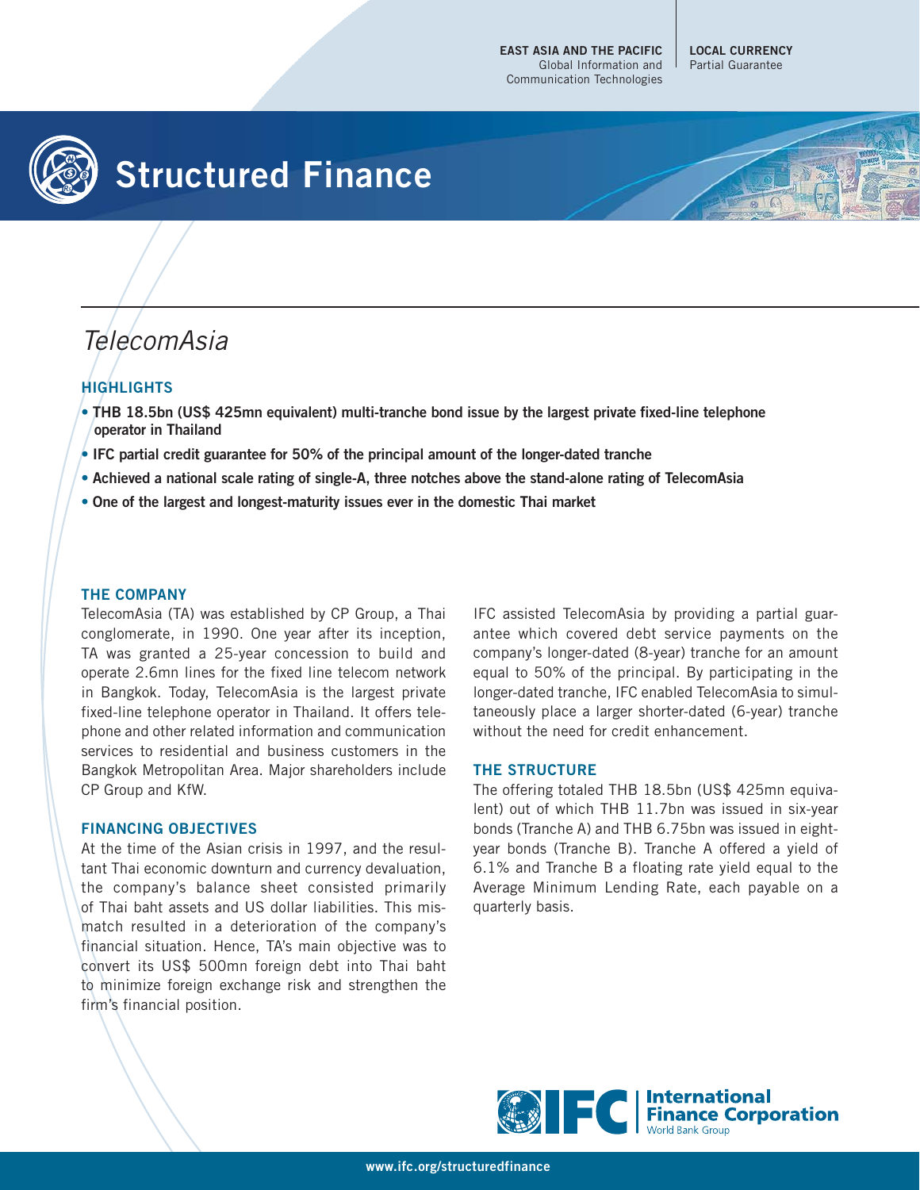EAST ASIA AND THE PACIFIC
Global Information and Communication Technologies

LOCAL CURRENCY
Partial Guarantee

# Structured Finance

## *TelecomAsia*

### HIGHLIGHTS

- **THB 18.5bn (US$ 425mn equivalent) multi-tranche bond issue by the largest private fixed-line telephone operator in Thailand**
- **IFC partial credit guarantee for 50% of the principal amount of the longer-dated tranche**
- **Achieved a national scale rating of single-A, three notches above the stand-alone rating of TelecomAsia**
- **One of the largest and longest-maturity issues ever in the domestic Thai market**

### THE COMPANY

TelecomAsia (TA) was established by CP Group, a Thai conglomerate, in 1990. One year after its inception, TA was granted a 25-year concession to build and operate 2.6mn lines for the fixed line telecom network in Bangkok. Today, TelecomAsia is the largest private fixed-line telephone operator in Thailand. It offers telephone and other related information and communication services to residential and business customers in the Bangkok Metropolitan Area. Major shareholders include CP Group and KfW.

### FINANCING OBJECTIVES

At the time of the Asian crisis in 1997, and the resultant Thai economic downturn and currency devaluation, the company's balance sheet consisted primarily of Thai baht assets and US dollar liabilities. This mismatch resulted in a deterioration of the company's financial situation. Hence, TA's main objective was to convert its US$ 500mn foreign debt into Thai baht to minimize foreign exchange risk and strengthen the firm's financial position.

IFC assisted TelecomAsia by providing a partial guarantee which covered debt service payments on the company's longer-dated (8-year) tranche for an amount equal to 50% of the principal. By participating in the longer-dated tranche, IFC enabled TelecomAsia to simultaneously place a larger shorter-dated (6-year) tranche without the need for credit enhancement.

### THE STRUCTURE

The offering totaled THB 18.5bn (US$ 425mn equivalent) out of which THB 11.7bn was issued in six-year bonds (Tranche A) and THB 6.75bn was issued in eight-year bonds (Tranche B). Tranche A offered a yield of 6.1% and Tranche B a floating rate yield equal to the Average Minimum Lending Rate, each payable on a quarterly basis.

IFC | International Finance Corporation
World Bank Group

www.ifc.org/structuredfinance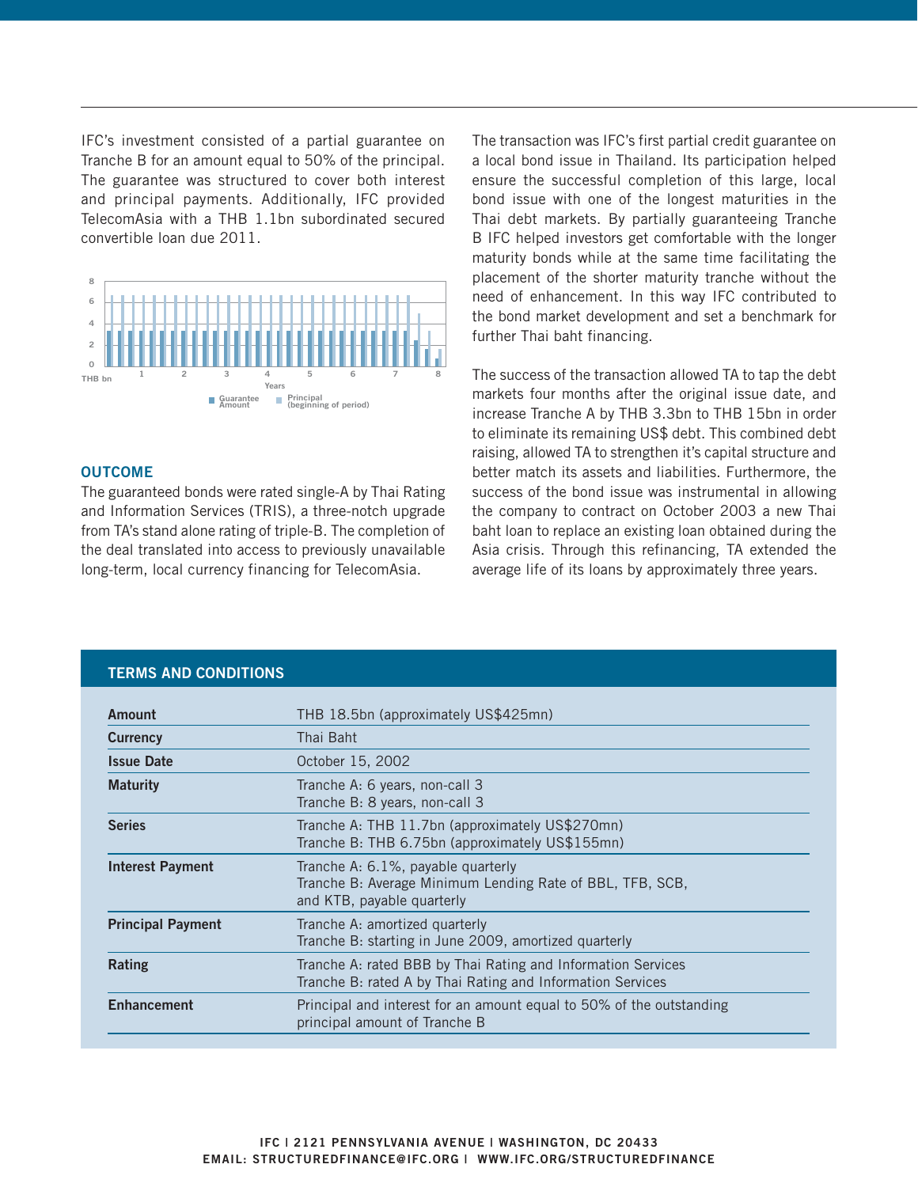IFC's investment consisted of a partial guarantee on Tranche B for an amount equal to 50% of the principal. The guarantee was structured to cover both interest and principal payments. Additionally, IFC provided TelecomAsia with a THB 1.1bn subordinated secured convertible loan due 2011.

8
6
4
2
0
THB bn
1 2 3 4 5 6 7 8
Years
Guarantee Amount
Principal (beginning of period)

## OUTCOME

The guaranteed bonds were rated single-A by Thai Rating and Information Services (TRIS), a three-notch upgrade from TA's stand alone rating of triple-B. The completion of the deal translated into access to previously unavailable long-term, local currency financing for TelecomAsia.

The transaction was IFC's first partial credit guarantee on a local bond issue in Thailand. Its participation helped ensure the successful completion of this large, local bond issue with one of the longest maturities in the Thai debt markets. By partially guaranteeing Tranche B IFC helped investors get comfortable with the longer maturity bonds while at the same time facilitating the placement of the shorter maturity tranche without the need of enhancement. In this way IFC contributed to the bond market development and set a benchmark for further Thai baht financing.

The success of the transaction allowed TA to tap the debt markets four months after the original issue date, and increase Tranche A by THB 3.3bn to THB 15bn in order to eliminate its remaining US$ debt. This combined debt raising, allowed TA to strengthen it's capital structure and better match its assets and liabilities. Furthermore, the success of the bond issue was instrumental in allowing the company to contract on October 2003 a new Thai baht loan to replace an existing loan obtained during the Asia crisis. Through this refinancing, TA extended the average life of its loans by approximately three years.

## TERMS AND CONDITIONS

| | |
|---|---|
| **Amount** | THB 18.5bn (approximately US$425mn) |
| **Currency** | Thai Baht |
| **Issue Date** | October 15, 2002 |
| **Maturity** | Tranche A: 6 years, non-call 3<br>Tranche B: 8 years, non-call 3 |
| **Series** | Tranche A: THB 11.7bn (approximately US$270mn)<br>Tranche B: THB 6.75bn (approximately US$155mn) |
| **Interest Payment** | Tranche A: 6.1%, payable quarterly<br>Tranche B: Average Minimum Lending Rate of BBL, TFB, SCB, and KTB, payable quarterly |
| **Principal Payment** | Tranche A: amortized quarterly<br>Tranche B: starting in June 2009, amortized quarterly |
| **Rating** | Tranche A: rated BBB by Thai Rating and Information Services<br>Tranche B: rated A by Thai Rating and Information Services |
| **Enhancement** | Principal and interest for an amount equal to 50% of the outstanding principal amount of Tranche B |

IFC | 2121 PENNSYLVANIA AVENUE | WASHINGTON, DC 20433
EMAIL: STRUCTUREDFINANCE@IFC.ORG | WWW.IFC.ORG/STRUCTUREDFINANCE